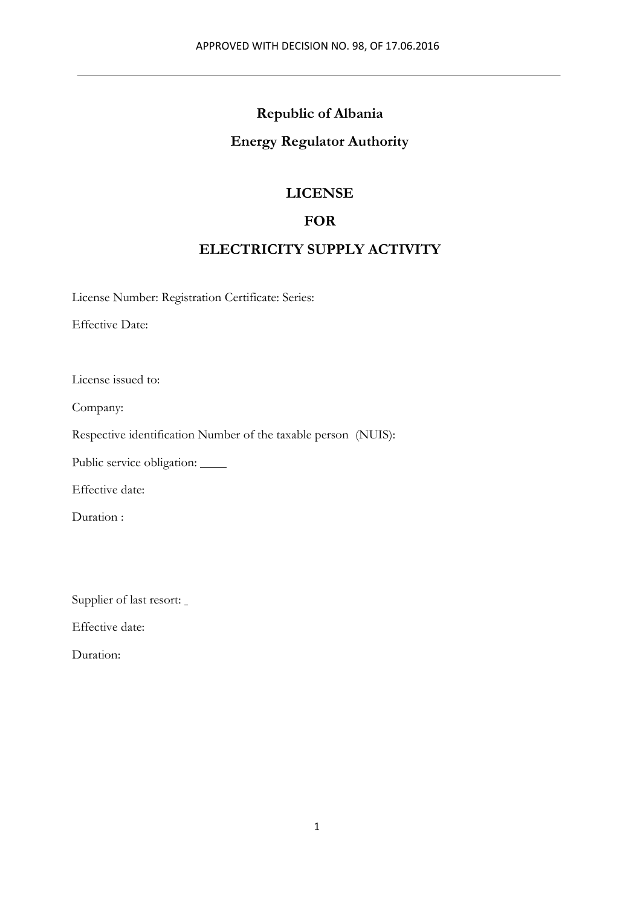**Republic of Albania**

**Energy Regulator Authority**

# LICENSE

# FOR

# ELECTRICITY SUPPLY ACTIVITY

License Number: Registration Certificate: Series:

Effective Date:

License issued to:

Company:

Respective identification Number of the taxable person (NUIS):

Public service obligation: ____

Effective date:

Duration :

Supplier of last resort: _

Effective date:

Duration: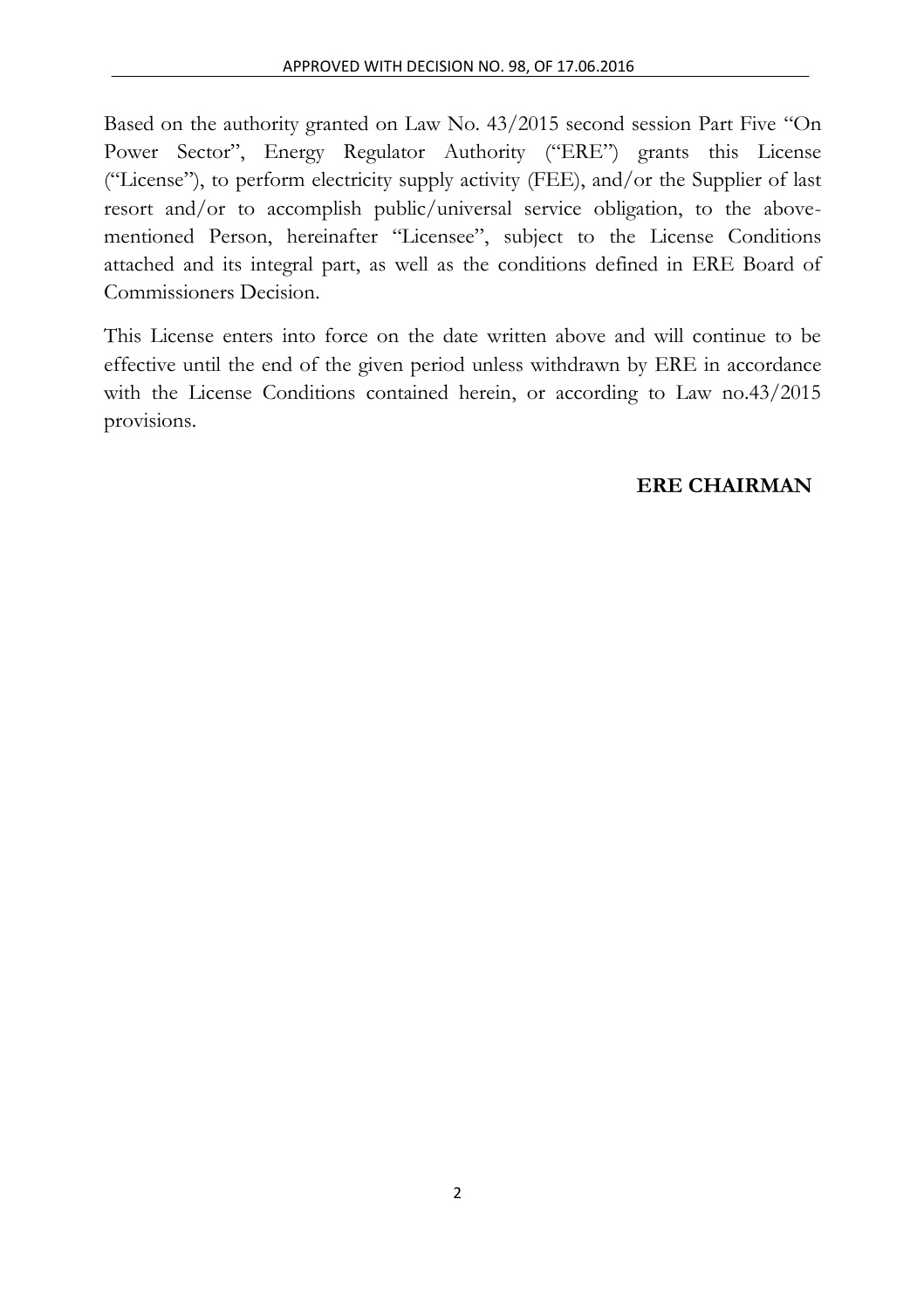Based on the authority granted on Law No. 43/2015 second session Part Five "On Power Sector", Energy Regulator Authority ("ERE") grants this License ("License"), to perform electricity supply activity (FEE), and/or the Supplier of last resort and/or to accomplish public/universal service obligation, to the above-mentioned Person, hereinafter "Licensee", subject to the License Conditions attached and its integral part, as well as the conditions defined in ERE Board of Commissioners Decision.

This License enters into force on the date written above and will continue to be effective until the end of the given period unless withdrawn by ERE in accordance with the License Conditions contained herein, or according to Law no.43/2015 provisions.

**ERE CHAIRMAN**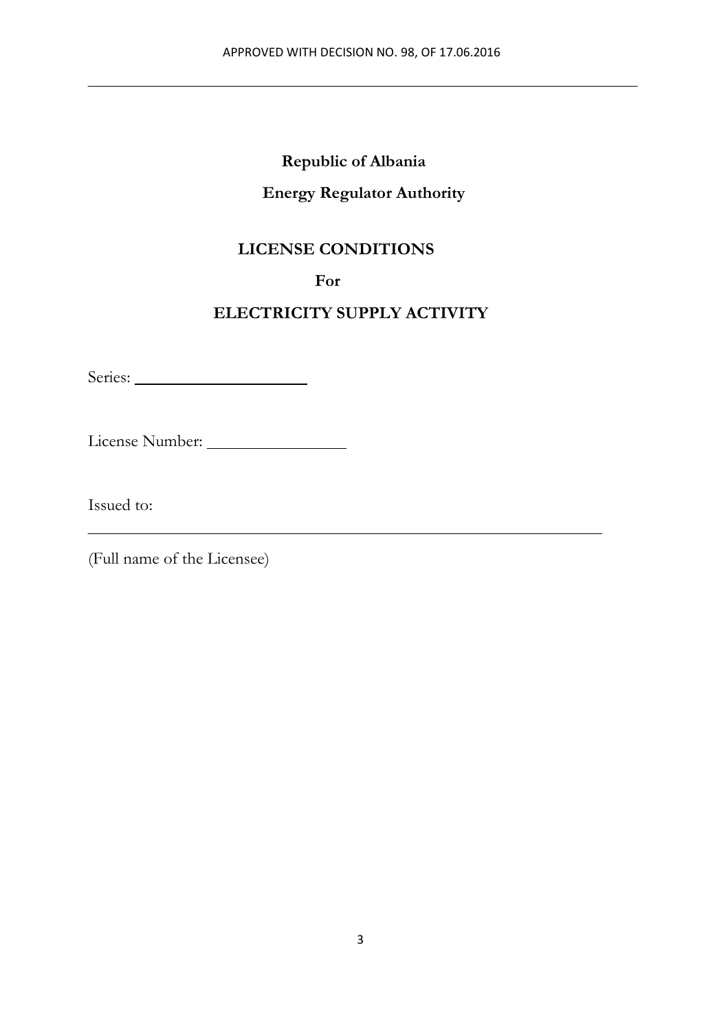**Republic of Albania**

**Energy Regulator Authority**

# LICENSE CONDITIONS

**For**

# ELECTRICITY SUPPLY ACTIVITY

Series: ____________________

License Number: _______________

Issued to:

_______________________________________________________________

(Full name of the Licensee)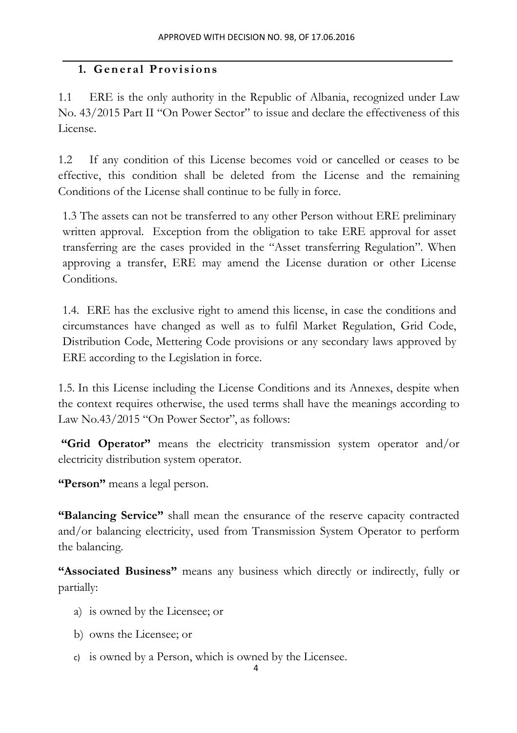## 1. General Provisions

1.1 ERE is the only authority in the Republic of Albania, recognized under Law No. 43/2015 Part II "On Power Sector" to issue and declare the effectiveness of this License.

1.2 If any condition of this License becomes void or cancelled or ceases to be effective, this condition shall be deleted from the License and the remaining Conditions of the License shall continue to be fully in force.

1.3 The assets can not be transferred to any other Person without ERE preliminary written approval. Exception from the obligation to take ERE approval for asset transferring are the cases provided in the "Asset transferring Regulation". When approving a transfer, ERE may amend the License duration or other License Conditions.

1.4. ERE has the exclusive right to amend this license, in case the conditions and circumstances have changed as well as to fulfil Market Regulation, Grid Code, Distribution Code, Mettering Code provisions or any secondary laws approved by ERE according to the Legislation in force.

1.5. In this License including the License Conditions and its Annexes, despite when the context requires otherwise, the used terms shall have the meanings according to Law No.43/2015 "On Power Sector", as follows:

**"Grid Operator"** means the electricity transmission system operator and/or electricity distribution system operator.

**"Person"** means a legal person.

**"Balancing Service"** shall mean the ensurance of the reserve capacity contracted and/or balancing electricity, used from Transmission System Operator to perform the balancing.

**"Associated Business"** means any business which directly or indirectly, fully or partially:

a) is owned by the Licensee; or

b) owns the Licensee; or

c) is owned by a Person, which is owned by the Licensee.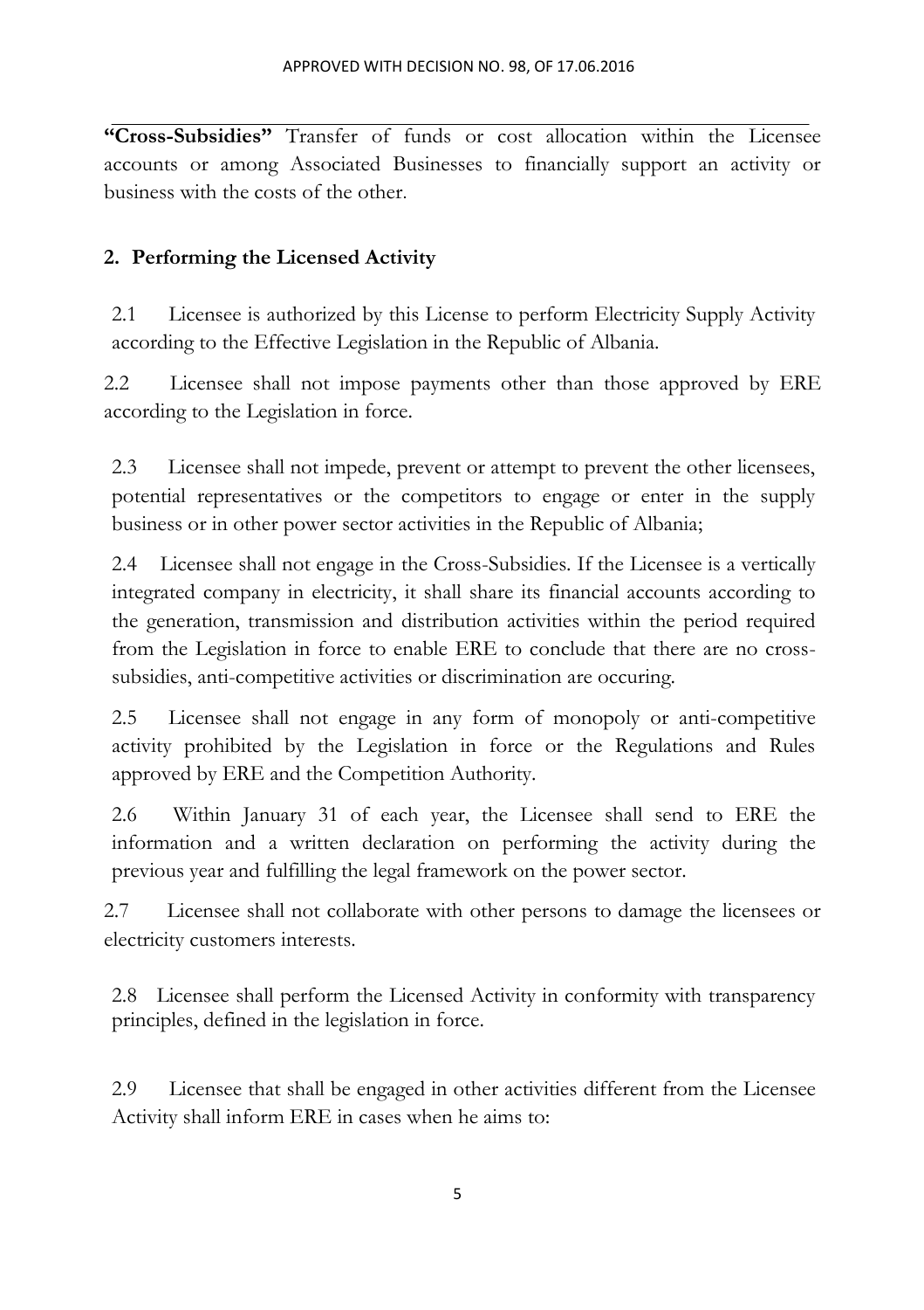**"Cross-Subsidies"** Transfer of funds or cost allocation within the Licensee accounts or among Associated Businesses to financially support an activity or business with the costs of the other.

## 2. Performing the Licensed Activity

2.1 Licensee is authorized by this License to perform Electricity Supply Activity according to the Effective Legislation in the Republic of Albania.

2.2 Licensee shall not impose payments other than those approved by ERE according to the Legislation in force.

2.3 Licensee shall not impede, prevent or attempt to prevent the other licensees, potential representatives or the competitors to engage or enter in the supply business or in other power sector activities in the Republic of Albania;

2.4 Licensee shall not engage in the Cross-Subsidies. If the Licensee is a vertically integrated company in electricity, it shall share its financial accounts according to the generation, transmission and distribution activities within the period required from the Legislation in force to enable ERE to conclude that there are no cross-subsidies, anti-competitive activities or discrimination are occuring.

2.5 Licensee shall not engage in any form of monopoly or anti-competitive activity prohibited by the Legislation in force or the Regulations and Rules approved by ERE and the Competition Authority.

2.6 Within January 31 of each year, the Licensee shall send to ERE the information and a written declaration on performing the activity during the previous year and fulfilling the legal framework on the power sector.

2.7 Licensee shall not collaborate with other persons to damage the licensees or electricity customers interests.

2.8 Licensee shall perform the Licensed Activity in conformity with transparency principles, defined in the legislation in force.

2.9 Licensee that shall be engaged in other activities different from the Licensee Activity shall inform ERE in cases when he aims to: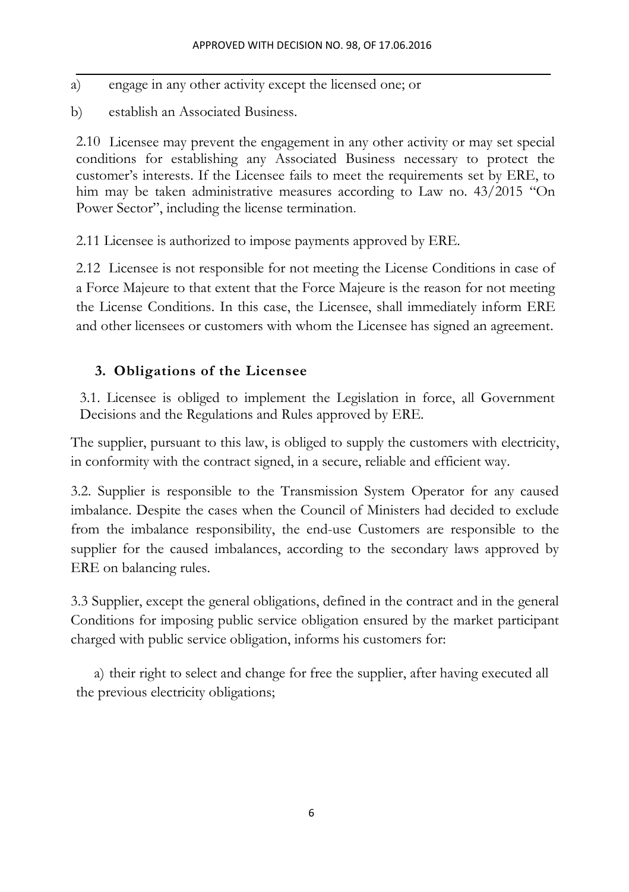a) engage in any other activity except the licensed one; or

b) establish an Associated Business.

2.10 Licensee may prevent the engagement in any other activity or may set special conditions for establishing any Associated Business necessary to protect the customer's interests. If the Licensee fails to meet the requirements set by ERE, to him may be taken administrative measures according to Law no. 43/2015 "On Power Sector", including the license termination.

2.11 Licensee is authorized to impose payments approved by ERE.

2.12 Licensee is not responsible for not meeting the License Conditions in case of a Force Majeure to that extent that the Force Majeure is the reason for not meeting the License Conditions. In this case, the Licensee, shall immediately inform ERE and other licensees or customers with whom the Licensee has signed an agreement.

## 3. Obligations of the Licensee

3.1. Licensee is obliged to implement the Legislation in force, all Government Decisions and the Regulations and Rules approved by ERE.

The supplier, pursuant to this law, is obliged to supply the customers with electricity, in conformity with the contract signed, in a secure, reliable and efficient way.

3.2. Supplier is responsible to the Transmission System Operator for any caused imbalance. Despite the cases when the Council of Ministers had decided to exclude from the imbalance responsibility, the end-use Customers are responsible to the supplier for the caused imbalances, according to the secondary laws approved by ERE on balancing rules.

3.3 Supplier, except the general obligations, defined in the contract and in the general Conditions for imposing public service obligation ensured by the market participant charged with public service obligation, informs his customers for:

a) their right to select and change for free the supplier, after having executed all the previous electricity obligations;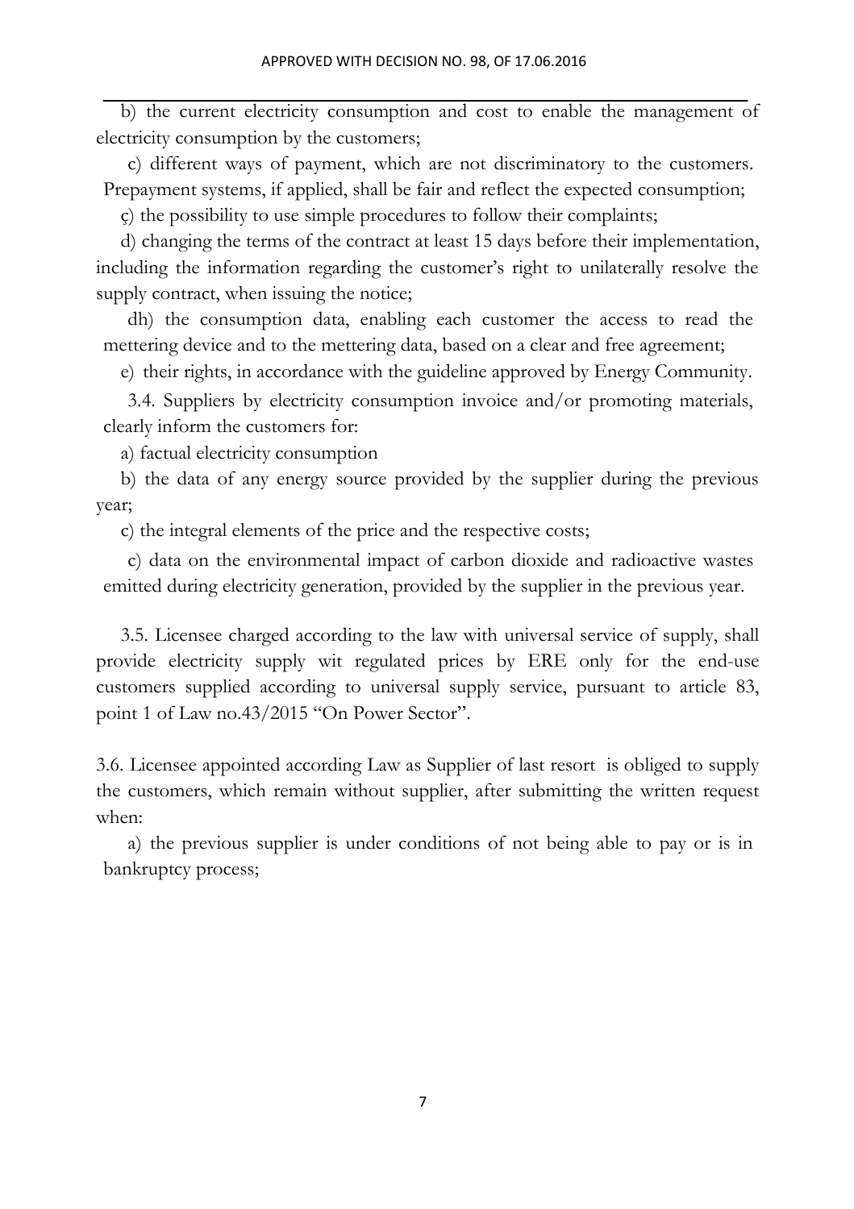b) the current electricity consumption and cost to enable the management of electricity consumption by the customers;

c) different ways of payment, which are not discriminatory to the customers. Prepayment systems, if applied, shall be fair and reflect the expected consumption;

ç) the possibility to use simple procedures to follow their complaints;

d) changing the terms of the contract at least 15 days before their implementation, including the information regarding the customer's right to unilaterally resolve the supply contract, when issuing the notice;

dh) the consumption data, enabling each customer the access to read the mettering device and to the mettering data, based on a clear and free agreement;

e) their rights, in accordance with the guideline approved by Energy Community.

3.4. Suppliers by electricity consumption invoice and/or promoting materials, clearly inform the customers for:

a) factual electricity consumption

b) the data of any energy source provided by the supplier during the previous year;

c) the integral elements of the price and the respective costs;

c) data on the environmental impact of carbon dioxide and radioactive wastes emitted during electricity generation, provided by the supplier in the previous year.

3.5. Licensee charged according to the law with universal service of supply, shall provide electricity supply wit regulated prices by ERE only for the end-use customers supplied according to universal supply service, pursuant to article 83, point 1 of Law no.43/2015 "On Power Sector".

3.6. Licensee appointed according Law as Supplier of last resort is obliged to supply the customers, which remain without supplier, after submitting the written request when:

a) the previous supplier is under conditions of not being able to pay or is in bankruptcy process;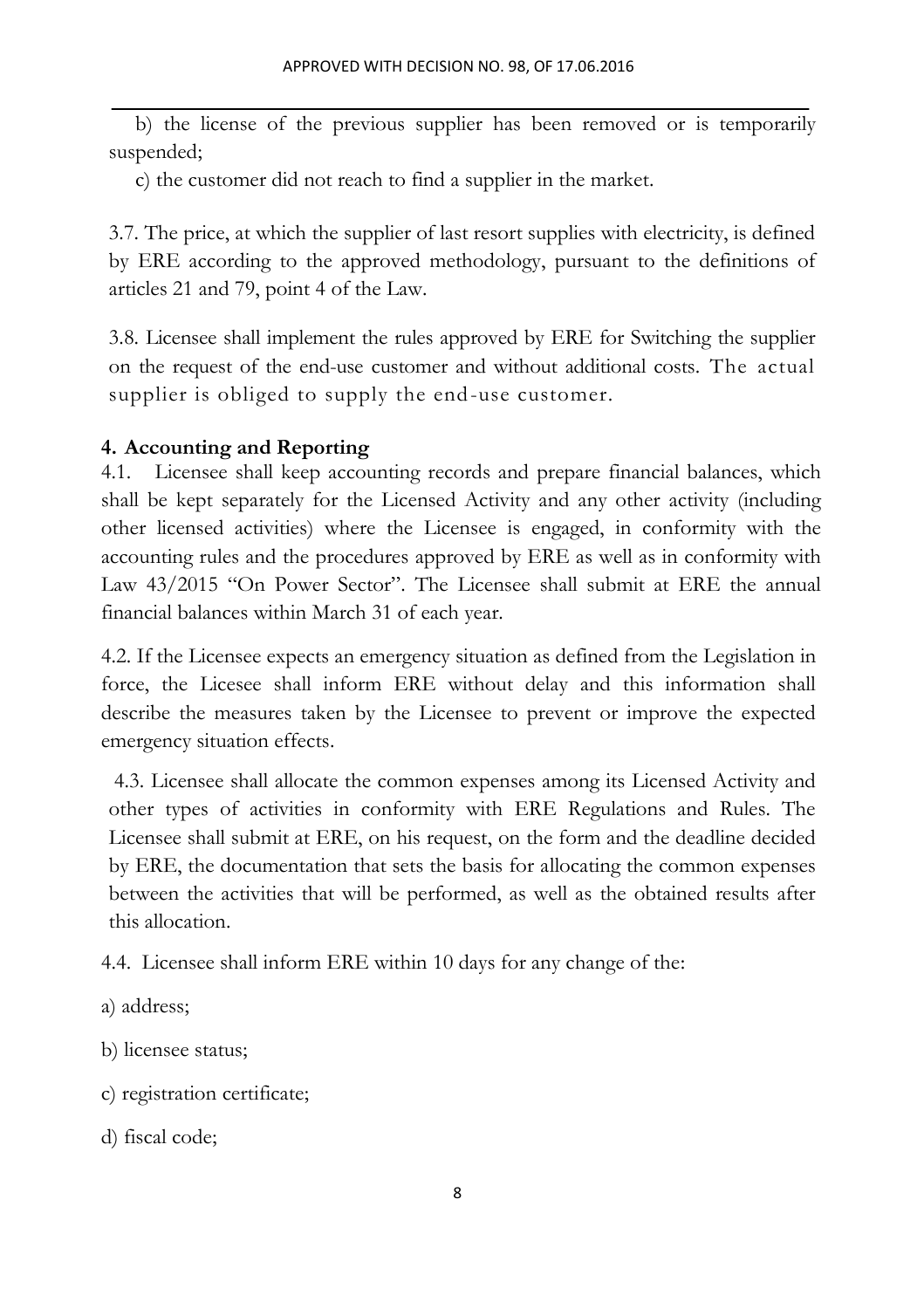b) the license of the previous supplier has been removed or is temporarily suspended;

c) the customer did not reach to find a supplier in the market.

3.7. The price, at which the supplier of last resort supplies with electricity, is defined by ERE according to the approved methodology, pursuant to the definitions of articles 21 and 79, point 4 of the Law.

3.8. Licensee shall implement the rules approved by ERE for Switching the supplier on the request of the end-use customer and without additional costs. The actual supplier is obliged to supply the end-use customer.

**4. Accounting and Reporting**

4.1. Licensee shall keep accounting records and prepare financial balances, which shall be kept separately for the Licensed Activity and any other activity (including other licensed activities) where the Licensee is engaged, in conformity with the accounting rules and the procedures approved by ERE as well as in conformity with Law 43/2015 "On Power Sector". The Licensee shall submit at ERE the annual financial balances within March 31 of each year.

4.2. If the Licensee expects an emergency situation as defined from the Legislation in force, the Licesee shall inform ERE without delay and this information shall describe the measures taken by the Licensee to prevent or improve the expected emergency situation effects.

4.3. Licensee shall allocate the common expenses among its Licensed Activity and other types of activities in conformity with ERE Regulations and Rules. The Licensee shall submit at ERE, on his request, on the form and the deadline decided by ERE, the documentation that sets the basis for allocating the common expenses between the activities that will be performed, as well as the obtained results after this allocation.

4.4. Licensee shall inform ERE within 10 days for any change of the:

a) address;

b) licensee status;

c) registration certificate;

d) fiscal code;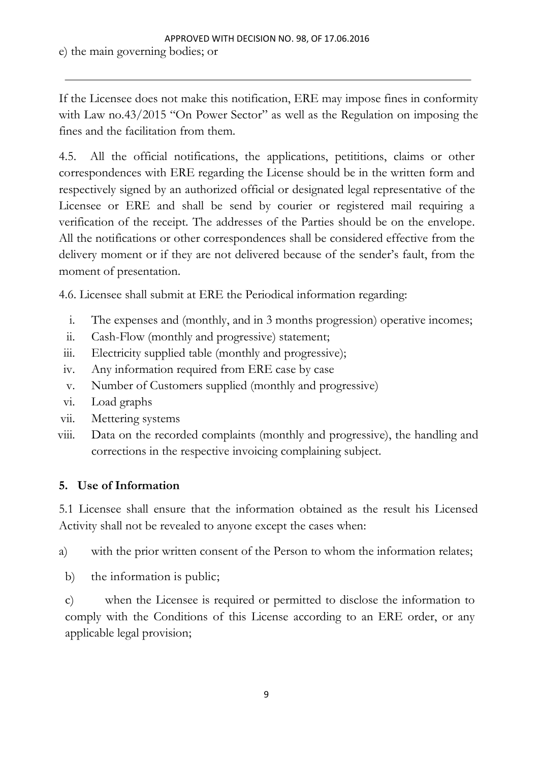e) the main governing bodies; or

---

If the Licensee does not make this notification, ERE may impose fines in conformity with Law no.43/2015 "On Power Sector" as well as the Regulation on imposing the fines and the facilitation from them.

4.5. All the official notifications, the applications, petititions, claims or other correspondences with ERE regarding the License should be in the written form and respectively signed by an authorized official or designated legal representative of the Licensee or ERE and shall be send by courier or registered mail requiring a verification of the receipt. The addresses of the Parties should be on the envelope. All the notifications or other correspondences shall be considered effective from the delivery moment or if they are not delivered because of the sender's fault, from the moment of presentation.

4.6. Licensee shall submit at ERE the Periodical information regarding:

i. The expenses and (monthly, and in 3 months progression) operative incomes;
ii. Cash-Flow (monthly and progressive) statement;
iii. Electricity supplied table (monthly and progressive);
iv. Any information required from ERE case by case
v. Number of Customers supplied (monthly and progressive)
vi. Load graphs
vii. Mettering systems
viii. Data on the recorded complaints (monthly and progressive), the handling and corrections in the respective invoicing complaining subject.

## 5. Use of Information

5.1 Licensee shall ensure that the information obtained as the result his Licensed Activity shall not be revealed to anyone except the cases when:

a) with the prior written consent of the Person to whom the information relates;

b) the information is public;

c) when the Licensee is required or permitted to disclose the information to comply with the Conditions of this License according to an ERE order, or any applicable legal provision;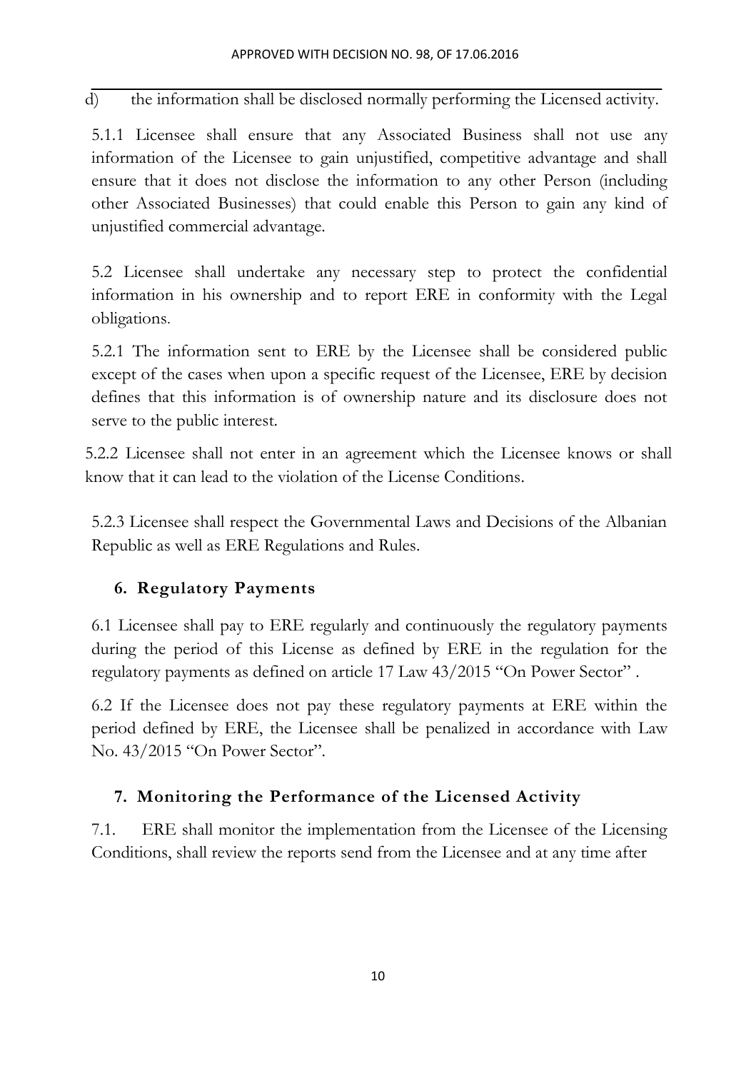d) the information shall be disclosed normally performing the Licensed activity.

5.1.1 Licensee shall ensure that any Associated Business shall not use any information of the Licensee to gain unjustified, competitive advantage and shall ensure that it does not disclose the information to any other Person (including other Associated Businesses) that could enable this Person to gain any kind of unjustified commercial advantage.

5.2 Licensee shall undertake any necessary step to protect the confidential information in his ownership and to report ERE in conformity with the Legal obligations.

5.2.1 The information sent to ERE by the Licensee shall be considered public except of the cases when upon a specific request of the Licensee, ERE by decision defines that this information is of ownership nature and its disclosure does not serve to the public interest.

5.2.2 Licensee shall not enter in an agreement which the Licensee knows or shall know that it can lead to the violation of the License Conditions.

5.2.3 Licensee shall respect the Governmental Laws and Decisions of the Albanian Republic as well as ERE Regulations and Rules.

## 6. Regulatory Payments

6.1 Licensee shall pay to ERE regularly and continuously the regulatory payments during the period of this License as defined by ERE in the regulation for the regulatory payments as defined on article 17 Law 43/2015 "On Power Sector" .

6.2 If the Licensee does not pay these regulatory payments at ERE within the period defined by ERE, the Licensee shall be penalized in accordance with Law No. 43/2015 "On Power Sector".

## 7. Monitoring the Performance of the Licensed Activity

7.1. ERE shall monitor the implementation from the Licensee of the Licensing Conditions, shall review the reports send from the Licensee and at any time after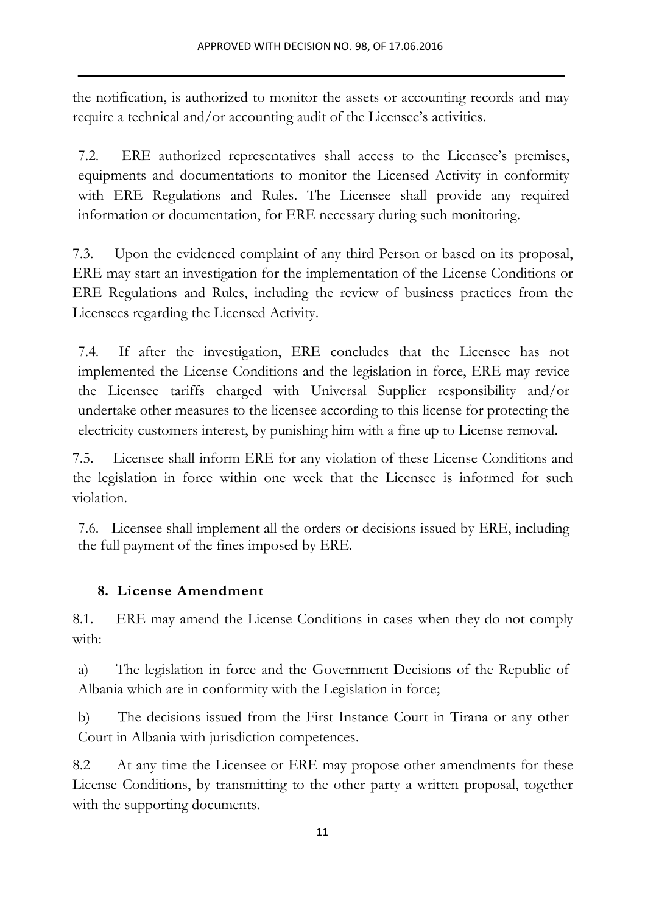the notification, is authorized to monitor the assets or accounting records and may require a technical and/or accounting audit of the Licensee's activities.

7.2. ERE authorized representatives shall access to the Licensee's premises, equipments and documentations to monitor the Licensed Activity in conformity with ERE Regulations and Rules. The Licensee shall provide any required information or documentation, for ERE necessary during such monitoring.

7.3. Upon the evidenced complaint of any third Person or based on its proposal, ERE may start an investigation for the implementation of the License Conditions or ERE Regulations and Rules, including the review of business practices from the Licensees regarding the Licensed Activity.

7.4. If after the investigation, ERE concludes that the Licensee has not implemented the License Conditions and the legislation in force, ERE may revice the Licensee tariffs charged with Universal Supplier responsibility and/or undertake other measures to the licensee according to this license for protecting the electricity customers interest, by punishing him with a fine up to License removal.

7.5. Licensee shall inform ERE for any violation of these License Conditions and the legislation in force within one week that the Licensee is informed for such violation.

7.6. Licensee shall implement all the orders or decisions issued by ERE, including the full payment of the fines imposed by ERE.

## 8. License Amendment

8.1. ERE may amend the License Conditions in cases when they do not comply with:

a) The legislation in force and the Government Decisions of the Republic of Albania which are in conformity with the Legislation in force;

b) The decisions issued from the First Instance Court in Tirana or any other Court in Albania with jurisdiction competences.

8.2 At any time the Licensee or ERE may propose other amendments for these License Conditions, by transmitting to the other party a written proposal, together with the supporting documents.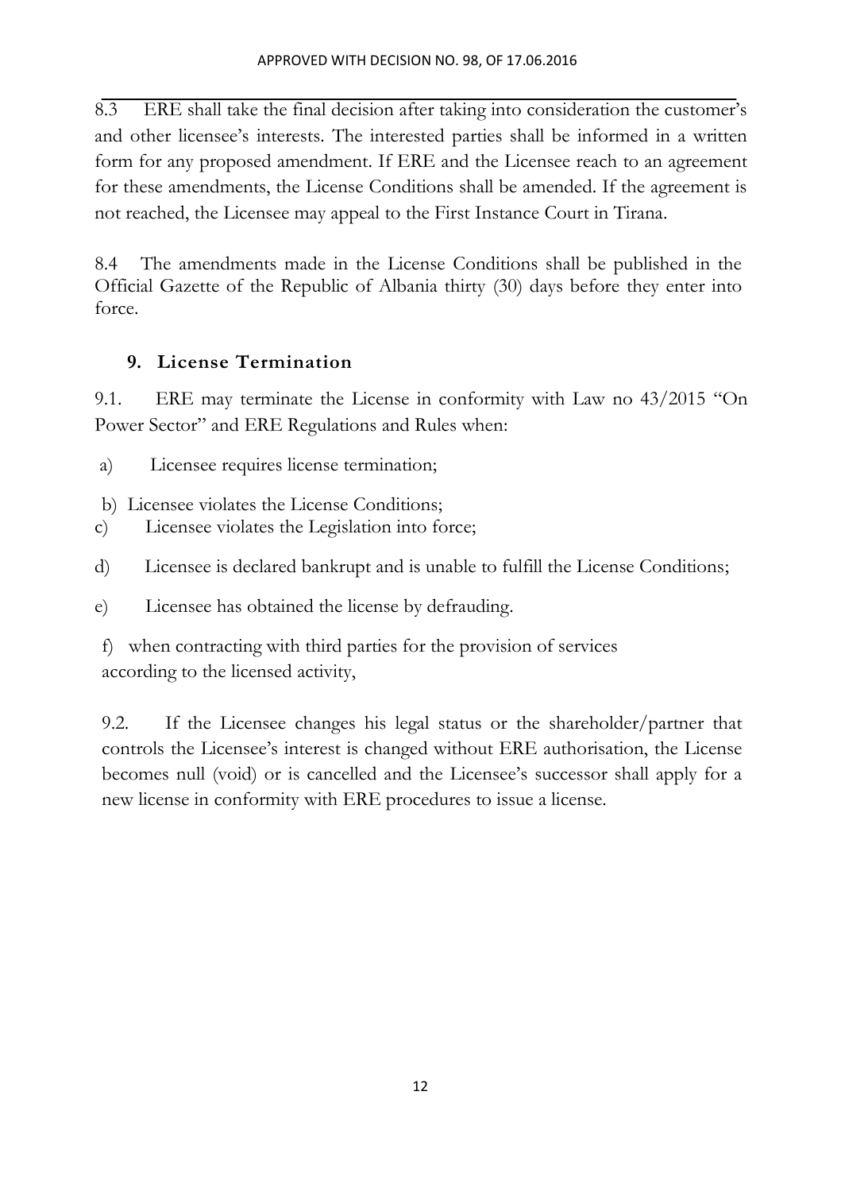8.3 ERE shall take the final decision after taking into consideration the customer's and other licensee's interests. The interested parties shall be informed in a written form for any proposed amendment. If ERE and the Licensee reach to an agreement for these amendments, the License Conditions shall be amended. If the agreement is not reached, the Licensee may appeal to the First Instance Court in Tirana.

8.4 The amendments made in the License Conditions shall be published in the Official Gazette of the Republic of Albania thirty (30) days before they enter into force.

## 9. License Termination

9.1. ERE may terminate the License in conformity with Law no 43/2015 "On Power Sector" and ERE Regulations and Rules when:

a) Licensee requires license termination;

b) Licensee violates the License Conditions;

c) Licensee violates the Legislation into force;

d) Licensee is declared bankrupt and is unable to fulfill the License Conditions;

e) Licensee has obtained the license by defrauding.

f) when contracting with third parties for the provision of services according to the licensed activity,

9.2. If the Licensee changes his legal status or the shareholder/partner that controls the Licensee's interest is changed without ERE authorisation, the License becomes null (void) or is cancelled and the Licensee's successor shall apply for a new license in conformity with ERE procedures to issue a license.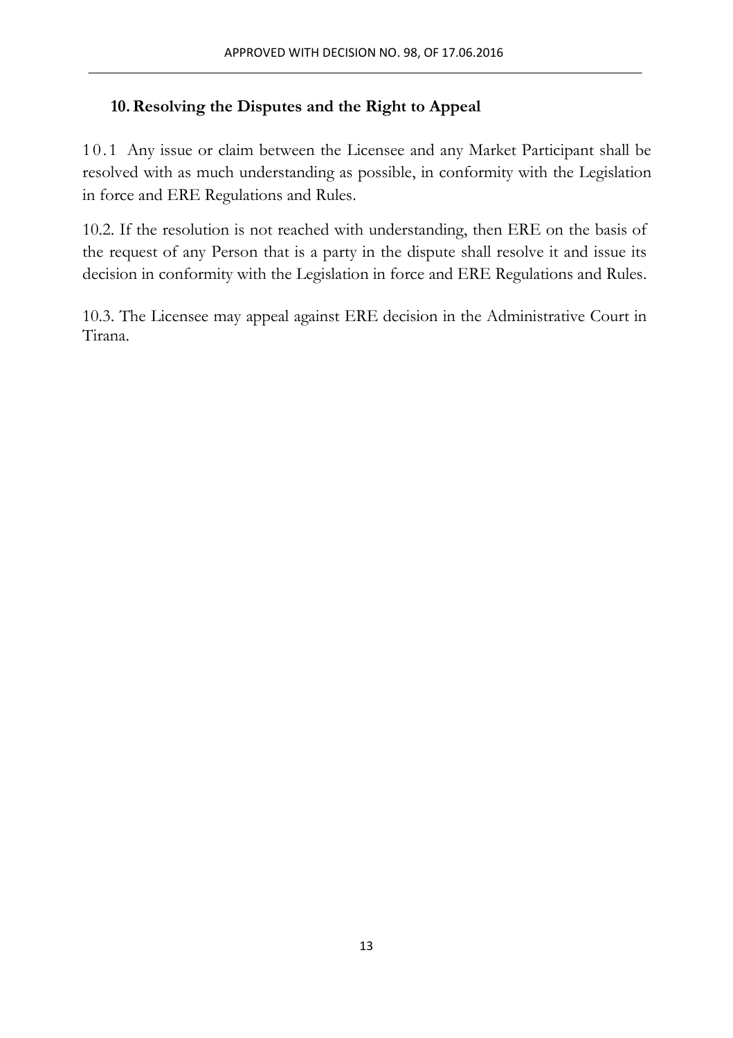## 10. Resolving the Disputes and the Right to Appeal

10.1 Any issue or claim between the Licensee and any Market Participant shall be resolved with as much understanding as possible, in conformity with the Legislation in force and ERE Regulations and Rules.

10.2. If the resolution is not reached with understanding, then ERE on the basis of the request of any Person that is a party in the dispute shall resolve it and issue its decision in conformity with the Legislation in force and ERE Regulations and Rules.

10.3. The Licensee may appeal against ERE decision in the Administrative Court in Tirana.